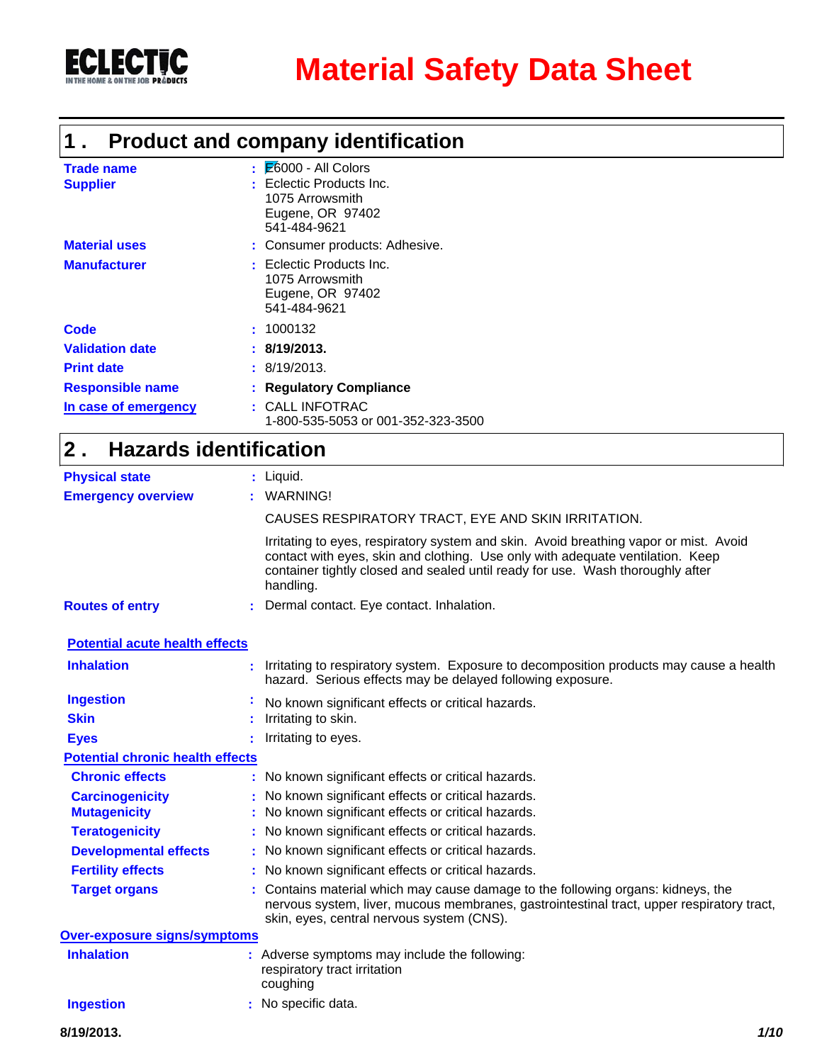ECLECTIC
IN THE HOME & ON THE JOB PRODUCTS

# Material Safety Data Sheet

## 1 . Product and company identification

| | |
|---|---|
| **Trade name** | : E6000 - All Colors |
| **Supplier** | : Eclectic Products Inc.<br>1075 Arrowsmith<br>Eugene, OR 97402<br>541-484-9621 |
| **Material uses** | : Consumer products: Adhesive. |
| **Manufacturer** | : Eclectic Products Inc.<br>1075 Arrowsmith<br>Eugene, OR 97402<br>541-484-9621 |
| **Code** | : 1000132 |
| **Validation date** | : **8/19/2013.** |
| **Print date** | : 8/19/2013. |
| **Responsible name** | : **Regulatory Compliance** |
| **In case of emergency** | : CALL INFOTRAC<br>1-800-535-5053 or 001-352-323-3500 |

## 2 . Hazards identification

**Physical state** : Liquid.

**Emergency overview** : WARNING!

CAUSES RESPIRATORY TRACT, EYE AND SKIN IRRITATION.

Irritating to eyes, respiratory system and skin. Avoid breathing vapor or mist. Avoid contact with eyes, skin and clothing. Use only with adequate ventilation. Keep container tightly closed and sealed until ready for use. Wash thoroughly after handling.

**Routes of entry** : Dermal contact. Eye contact. Inhalation.

**Potential acute health effects**

**Inhalation** : Irritating to respiratory system. Exposure to decomposition products may cause a health hazard. Serious effects may be delayed following exposure.

**Ingestion** : No known significant effects or critical hazards.

**Skin** : Irritating to skin.

**Eyes** : Irritating to eyes.

**Potential chronic health effects**

**Chronic effects** : No known significant effects or critical hazards.

**Carcinogenicity** : No known significant effects or critical hazards.

**Mutagenicity** : No known significant effects or critical hazards.

**Teratogenicity** : No known significant effects or critical hazards.

**Developmental effects** : No known significant effects or critical hazards.

**Fertility effects** : No known significant effects or critical hazards.

**Target organs** : Contains material which may cause damage to the following organs: kidneys, the nervous system, liver, mucous membranes, gastrointestinal tract, upper respiratory tract, skin, eyes, central nervous system (CNS).

**Over-exposure signs/symptoms**

**Inhalation** : Adverse symptoms may include the following:
respiratory tract irritation
coughing

**Ingestion** : No specific data.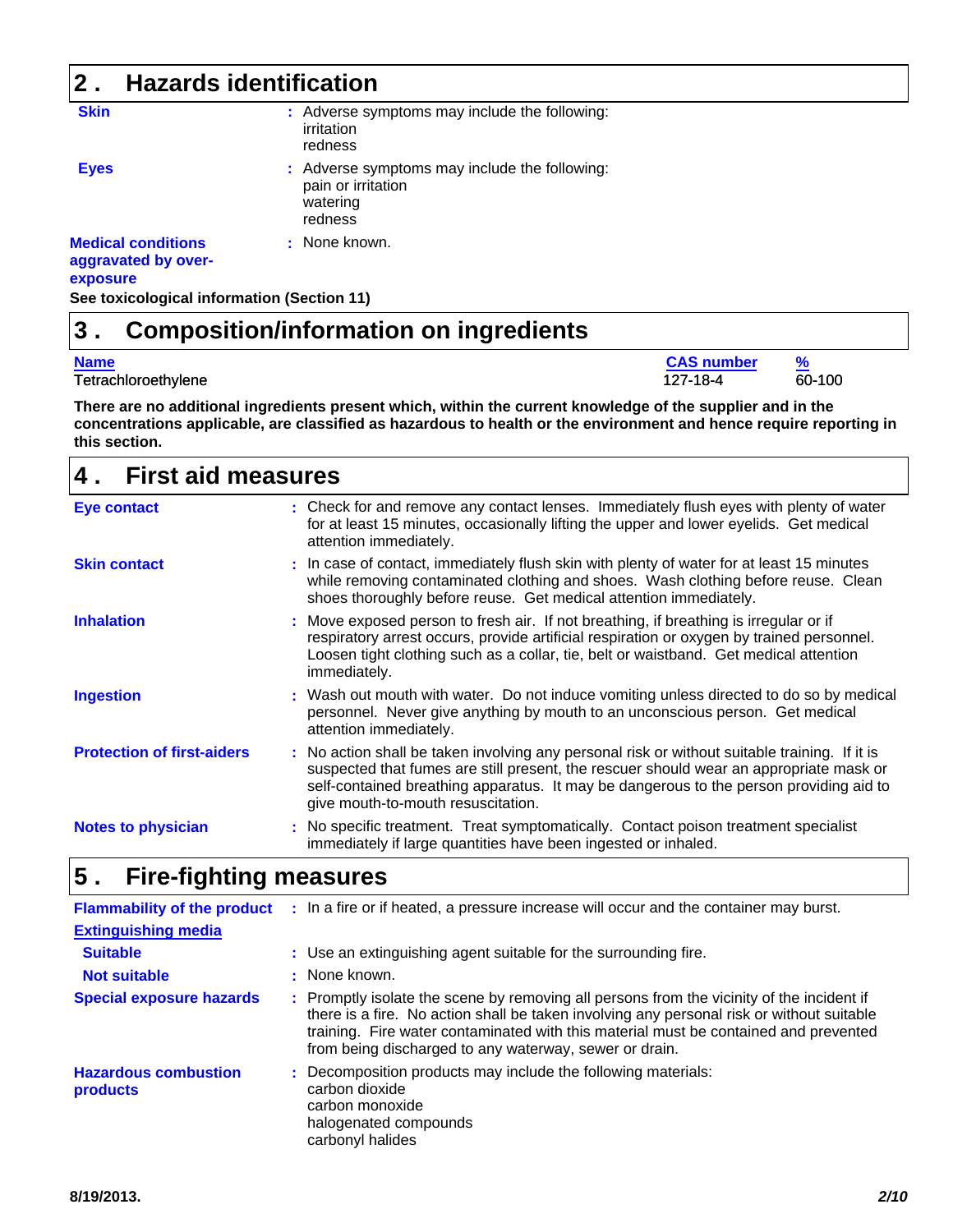## 2 . Hazards identification

**Skin** : Adverse symptoms may include the following:
irritation
redness

**Eyes** : Adverse symptoms may include the following:
pain or irritation
watering
redness

**Medical conditions aggravated by over-exposure** : None known.

**See toxicological information (Section 11)**

## 3 . Composition/information on ingredients

| Name | CAS number | % |
|---|---|---|
| Tetrachloroethylene | 127-18-4 | 60-100 |

**There are no additional ingredients present which, within the current knowledge of the supplier and in the concentrations applicable, are classified as hazardous to health or the environment and hence require reporting in this section.**

## 4 . First aid measures

**Eye contact** : Check for and remove any contact lenses. Immediately flush eyes with plenty of water for at least 15 minutes, occasionally lifting the upper and lower eyelids. Get medical attention immediately.

**Skin contact** : In case of contact, immediately flush skin with plenty of water for at least 15 minutes while removing contaminated clothing and shoes. Wash clothing before reuse. Clean shoes thoroughly before reuse. Get medical attention immediately.

**Inhalation** : Move exposed person to fresh air. If not breathing, if breathing is irregular or if respiratory arrest occurs, provide artificial respiration or oxygen by trained personnel. Loosen tight clothing such as a collar, tie, belt or waistband. Get medical attention immediately.

**Ingestion** : Wash out mouth with water. Do not induce vomiting unless directed to do so by medical personnel. Never give anything by mouth to an unconscious person. Get medical attention immediately.

**Protection of first-aiders** : No action shall be taken involving any personal risk or without suitable training. If it is suspected that fumes are still present, the rescuer should wear an appropriate mask or self-contained breathing apparatus. It may be dangerous to the person providing aid to give mouth-to-mouth resuscitation.

**Notes to physician** : No specific treatment. Treat symptomatically. Contact poison treatment specialist immediately if large quantities have been ingested or inhaled.

## 5 . Fire-fighting measures

**Flammability of the product** : In a fire or if heated, a pressure increase will occur and the container may burst.

**Extinguishing media**

**Suitable** : Use an extinguishing agent suitable for the surrounding fire.

**Not suitable** : None known.

**Special exposure hazards** : Promptly isolate the scene by removing all persons from the vicinity of the incident if there is a fire. No action shall be taken involving any personal risk or without suitable training. Fire water contaminated with this material must be contained and prevented from being discharged to any waterway, sewer or drain.

**Hazardous combustion products** : Decomposition products may include the following materials:
carbon dioxide
carbon monoxide
halogenated compounds
carbonyl halides

8/19/2013.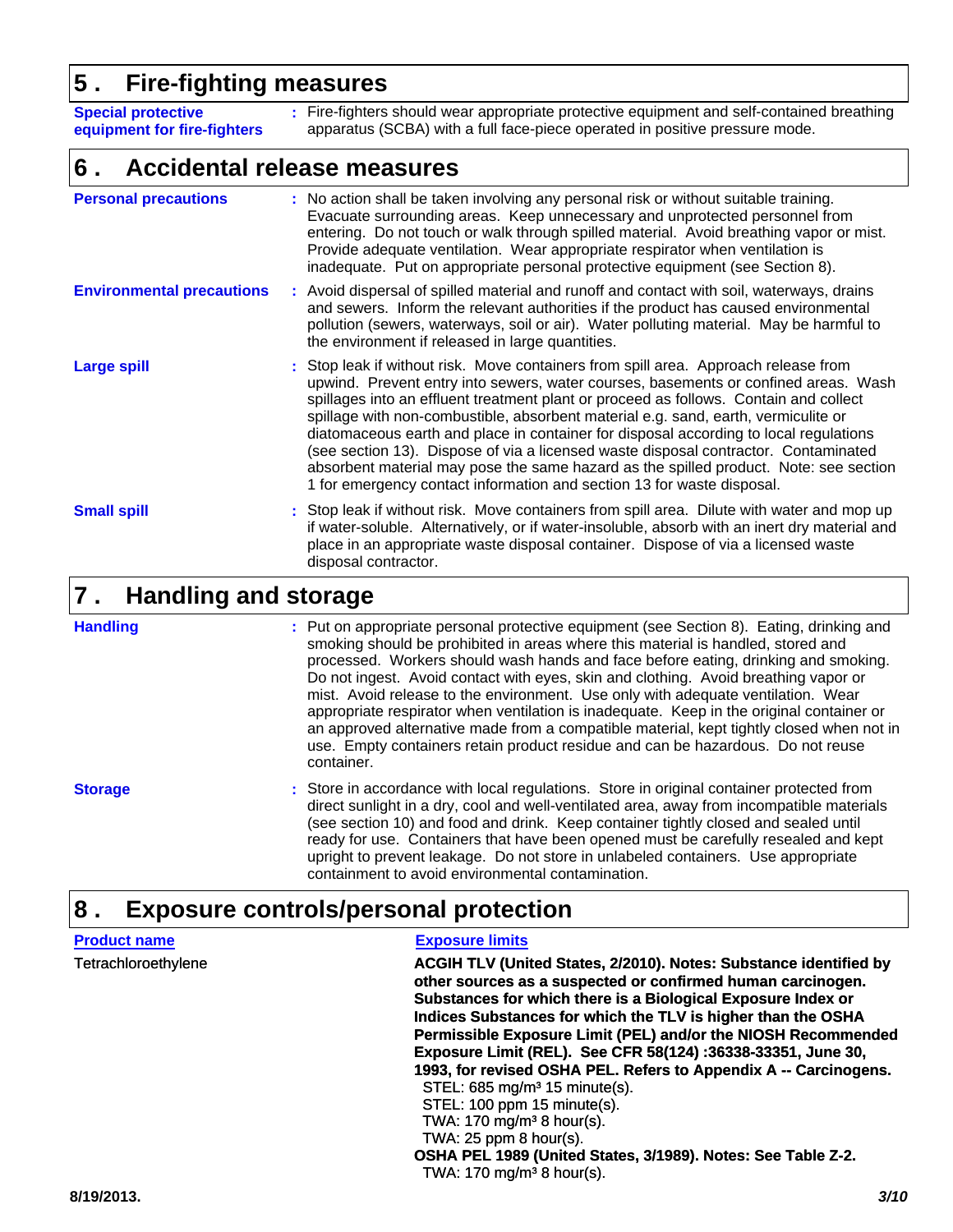## 5 . Fire-fighting measures

**Special protective equipment for fire-fighters** : Fire-fighters should wear appropriate protective equipment and self-contained breathing apparatus (SCBA) with a full face-piece operated in positive pressure mode.

## 6 . Accidental release measures

**Personal precautions** : No action shall be taken involving any personal risk or without suitable training. Evacuate surrounding areas. Keep unnecessary and unprotected personnel from entering. Do not touch or walk through spilled material. Avoid breathing vapor or mist. Provide adequate ventilation. Wear appropriate respirator when ventilation is inadequate. Put on appropriate personal protective equipment (see Section 8).

**Environmental precautions** : Avoid dispersal of spilled material and runoff and contact with soil, waterways, drains and sewers. Inform the relevant authorities if the product has caused environmental pollution (sewers, waterways, soil or air). Water polluting material. May be harmful to the environment if released in large quantities.

**Large spill** : Stop leak if without risk. Move containers from spill area. Approach release from upwind. Prevent entry into sewers, water courses, basements or confined areas. Wash spillages into an effluent treatment plant or proceed as follows. Contain and collect spillage with non-combustible, absorbent material e.g. sand, earth, vermiculite or diatomaceous earth and place in container for disposal according to local regulations (see section 13). Dispose of via a licensed waste disposal contractor. Contaminated absorbent material may pose the same hazard as the spilled product. Note: see section 1 for emergency contact information and section 13 for waste disposal.

**Small spill** : Stop leak if without risk. Move containers from spill area. Dilute with water and mop up if water-soluble. Alternatively, or if water-insoluble, absorb with an inert dry material and place in an appropriate waste disposal container. Dispose of via a licensed waste disposal contractor.

## 7 . Handling and storage

**Handling** : Put on appropriate personal protective equipment (see Section 8). Eating, drinking and smoking should be prohibited in areas where this material is handled, stored and processed. Workers should wash hands and face before eating, drinking and smoking. Do not ingest. Avoid contact with eyes, skin and clothing. Avoid breathing vapor or mist. Avoid release to the environment. Use only with adequate ventilation. Wear appropriate respirator when ventilation is inadequate. Keep in the original container or an approved alternative made from a compatible material, kept tightly closed when not in use. Empty containers retain product residue and can be hazardous. Do not reuse container.

**Storage** : Store in accordance with local regulations. Store in original container protected from direct sunlight in a dry, cool and well-ventilated area, away from incompatible materials (see section 10) and food and drink. Keep container tightly closed and sealed until ready for use. Containers that have been opened must be carefully resealed and kept upright to prevent leakage. Do not store in unlabeled containers. Use appropriate containment to avoid environmental contamination.

## 8 . Exposure controls/personal protection

| Product name | Exposure limits |
|---|---|
| Tetrachloroethylene | **ACGIH TLV (United States, 2/2010). Notes: Substance identified by other sources as a suspected or confirmed human carcinogen. Substances for which there is a Biological Exposure Index or Indices Substances for which the TLV is higher than the OSHA Permissible Exposure Limit (PEL) and/or the NIOSH Recommended Exposure Limit (REL). See CFR 58(124) :36338-33351, June 30, 1993, for revised OSHA PEL. Refers to Appendix A -- Carcinogens.**<br>STEL: 685 mg/m³ 15 minute(s).<br>STEL: 100 ppm 15 minute(s).<br>TWA: 170 mg/m³ 8 hour(s).<br>TWA: 25 ppm 8 hour(s).<br>**OSHA PEL 1989 (United States, 3/1989). Notes: See Table Z-2.**<br>TWA: 170 mg/m³ 8 hour(s). |

8/19/2013.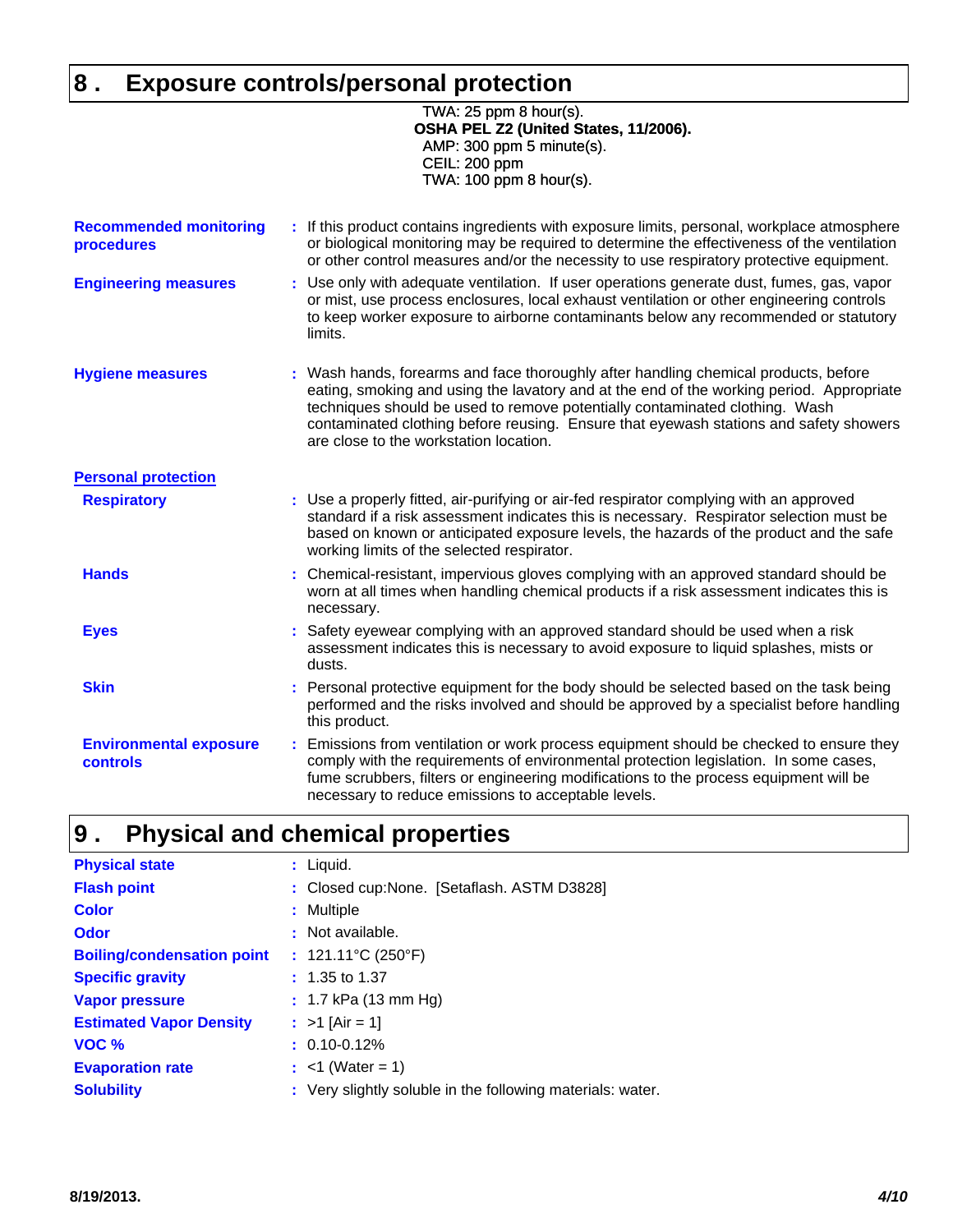## 8 . Exposure controls/personal protection

TWA: 25 ppm 8 hour(s).
**OSHA PEL Z2 (United States, 11/2006).**
AMP: 300 ppm 5 minute(s).
CEIL: 200 ppm
TWA: 100 ppm 8 hour(s).

**Recommended monitoring procedures** : If this product contains ingredients with exposure limits, personal, workplace atmosphere or biological monitoring may be required to determine the effectiveness of the ventilation or other control measures and/or the necessity to use respiratory protective equipment.

**Engineering measures** : Use only with adequate ventilation. If user operations generate dust, fumes, gas, vapor or mist, use process enclosures, local exhaust ventilation or other engineering controls to keep worker exposure to airborne contaminants below any recommended or statutory limits.

**Hygiene measures** : Wash hands, forearms and face thoroughly after handling chemical products, before eating, smoking and using the lavatory and at the end of the working period. Appropriate techniques should be used to remove potentially contaminated clothing. Wash contaminated clothing before reusing. Ensure that eyewash stations and safety showers are close to the workstation location.

**Personal protection**

**Respiratory** : Use a properly fitted, air-purifying or air-fed respirator complying with an approved standard if a risk assessment indicates this is necessary. Respirator selection must be based on known or anticipated exposure levels, the hazards of the product and the safe working limits of the selected respirator.

**Hands** : Chemical-resistant, impervious gloves complying with an approved standard should be worn at all times when handling chemical products if a risk assessment indicates this is necessary.

**Eyes** : Safety eyewear complying with an approved standard should be used when a risk assessment indicates this is necessary to avoid exposure to liquid splashes, mists or dusts.

**Skin** : Personal protective equipment for the body should be selected based on the task being performed and the risks involved and should be approved by a specialist before handling this product.

**Environmental exposure controls** : Emissions from ventilation or work process equipment should be checked to ensure they comply with the requirements of environmental protection legislation. In some cases, fume scrubbers, filters or engineering modifications to the process equipment will be necessary to reduce emissions to acceptable levels.

## 9 . Physical and chemical properties

**Physical state** : Liquid.

**Flash point** : Closed cup:None. [Setaflash. ASTM D3828]

**Color** : Multiple

**Odor** : Not available.

**Boiling/condensation point** : 121.11°C (250°F)

**Specific gravity** : 1.35 to 1.37

**Vapor pressure** : 1.7 kPa (13 mm Hg)

**Estimated Vapor Density** : >1 [Air = 1]

**VOC %** : 0.10-0.12%

**Evaporation rate** : <1 (Water = 1)

**Solubility** : Very slightly soluble in the following materials: water.

8/19/2013.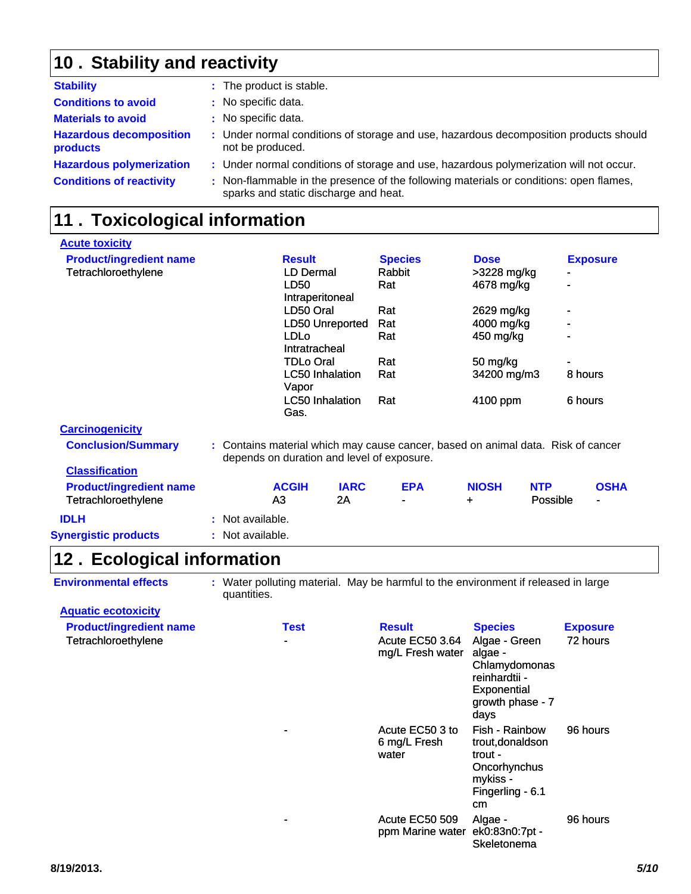## 10 . Stability and reactivity

**Stability** : The product is stable.

**Conditions to avoid** : No specific data.

**Materials to avoid** : No specific data.

**Hazardous decomposition products** : Under normal conditions of storage and use, hazardous decomposition products should not be produced.

**Hazardous polymerization** : Under normal conditions of storage and use, hazardous polymerization will not occur.

**Conditions of reactivity** : Non-flammable in the presence of the following materials or conditions: open flames, sparks and static discharge and heat.

## 11 . Toxicological information

**Acute toxicity**

| Product/ingredient name | Result | Species | Dose | Exposure |
|---|---|---|---|---|
| Tetrachloroethylene | LD Dermal | Rabbit | >3228 mg/kg | - |
| | LD50 Intraperitoneal | Rat | 4678 mg/kg | - |
| | LD50 Oral | Rat | 2629 mg/kg | - |
| | LD50 Unreported | Rat | 4000 mg/kg | - |
| | LDLo Intratracheal | Rat | 450 mg/kg | - |
| | TDLo Oral | Rat | 50 mg/kg | - |
| | LC50 Inhalation Vapor | Rat | 34200 mg/m3 | 8 hours |
| | LC50 Inhalation Gas. | Rat | 4100 ppm | 6 hours |

**Carcinogenicity**

**Conclusion/Summary** : Contains material which may cause cancer, based on animal data. Risk of cancer depends on duration and level of exposure.

**Classification**

| Product/ingredient name | ACGIH | IARC | EPA | NIOSH | NTP | OSHA |
|---|---|---|---|---|---|---|
| Tetrachloroethylene | A3 | 2A | - | + | Possible | - |

**IDLH** : Not available.

**Synergistic products** : Not available.

## 12 . Ecological information

**Environmental effects** : Water polluting material. May be harmful to the environment if released in large quantities.

**Aquatic ecotoxicity**

| Product/ingredient name | Test | Result | Species | Exposure |
|---|---|---|---|---|
| Tetrachloroethylene | - | Acute EC50 3.64 mg/L Fresh water | Algae - Green algae - Chlamydomonas reinhardtii - Exponential growth phase - 7 days | 72 hours |
| | - | Acute EC50 3 to 6 mg/L Fresh water | Fish - Rainbow trout,donaldson trout - Oncorhynchus mykiss - Fingerling - 6.1 cm | 96 hours |
| | - | Acute EC50 509 ppm Marine water | Algae - ek0:83n0:7pt - Skeletonema | 96 hours |

8/19/2013.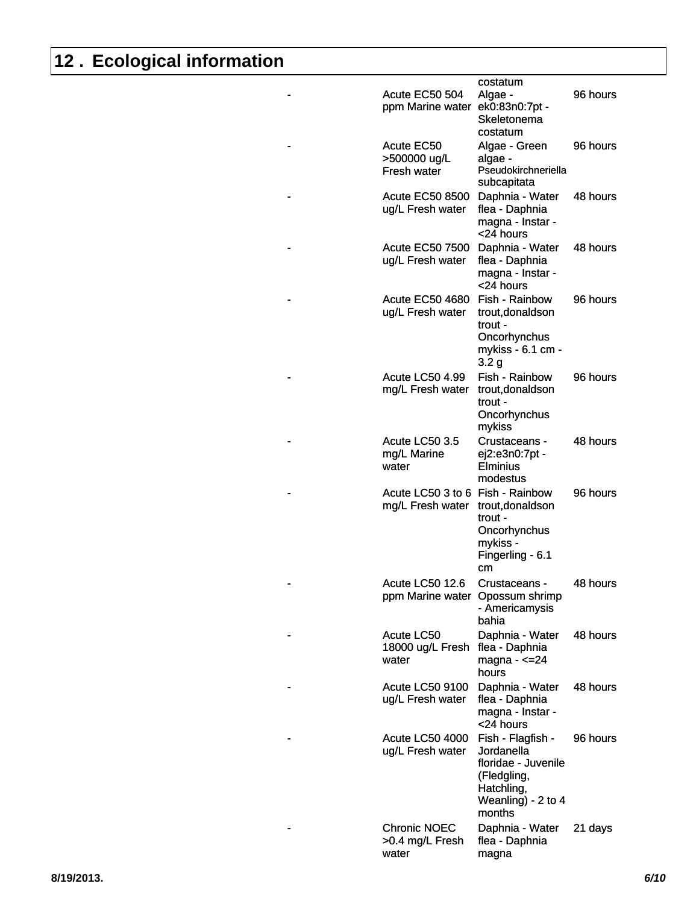## 12 . Ecological information

| | | | |
|---|---|---|---|
| | | costatum | |
| - | Acute EC50 504 ppm Marine water | Algae - ek0:83n0:7pt - Skeletonema costatum | 96 hours |
| - | Acute EC50 >500000 ug/L Fresh water | Algae - Green algae - Pseudokirchneriella subcapitata | 96 hours |
| - | Acute EC50 8500 ug/L Fresh water | Daphnia - Water flea - Daphnia magna - Instar - <24 hours | 48 hours |
| - | Acute EC50 7500 ug/L Fresh water | Daphnia - Water flea - Daphnia magna - Instar - <24 hours | 48 hours |
| - | Acute EC50 4680 ug/L Fresh water | Fish - Rainbow trout,donaldson trout - Oncorhynchus mykiss - 6.1 cm - 3.2 g | 96 hours |
| - | Acute LC50 4.99 mg/L Fresh water | Fish - Rainbow trout,donaldson trout - Oncorhynchus mykiss | 96 hours |
| - | Acute LC50 3.5 mg/L Marine water | Crustaceans - ej2:e3n0:7pt - Elminius modestus | 48 hours |
| - | Acute LC50 3 to 6 mg/L Fresh water | Fish - Rainbow trout,donaldson trout - Oncorhynchus mykiss - Fingerling - 6.1 cm | 96 hours |
| - | Acute LC50 12.6 ppm Marine water | Crustaceans - Opossum shrimp - Americamysis bahia | 48 hours |
| - | Acute LC50 18000 ug/L Fresh water | Daphnia - Water flea - Daphnia magna - <=24 hours | 48 hours |
| - | Acute LC50 9100 ug/L Fresh water | Daphnia - Water flea - Daphnia magna - Instar - <24 hours | 48 hours |
| - | Acute LC50 4000 ug/L Fresh water | Fish - Flagfish - Jordanella floridae - Juvenile (Fledgling, Hatchling, Weanling) - 2 to 4 months | 96 hours |
| - | Chronic NOEC >0.4 mg/L Fresh water | Daphnia - Water flea - Daphnia magna | 21 days |

8/19/2013.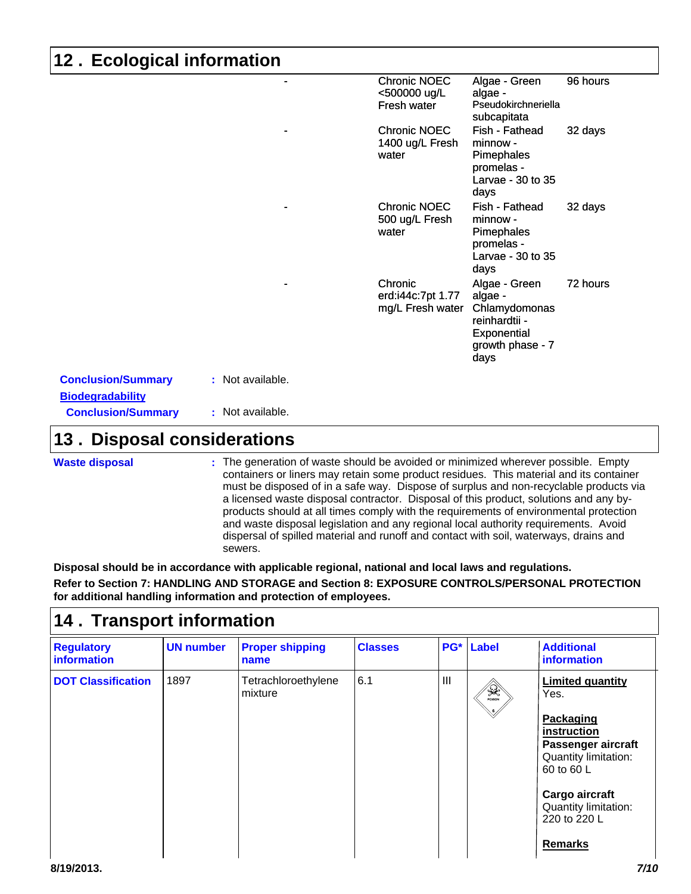## 12 . Ecological information

| | | | | |
|---|---|---|---|---|
| | - | Chronic NOEC <500000 ug/L Fresh water | Algae - Green algae - Pseudokirchneriella subcapitata | 96 hours |
| | - | Chronic NOEC 1400 ug/L Fresh water | Fish - Fathead minnow - Pimephales promelas - Larvae - 30 to 35 days | 32 days |
| | - | Chronic NOEC 500 ug/L Fresh water | Fish - Fathead minnow - Pimephales promelas - Larvae - 30 to 35 days | 32 days |
| | - | Chronic erd:i44c:7pt 1.77 mg/L Fresh water | Algae - Green algae - Chlamydomonas reinhardtii - Exponential growth phase - 7 days | 72 hours |

**Conclusion/Summary** : Not available.

**Biodegradability**

**Conclusion/Summary** : Not available.

## 13 . Disposal considerations

**Waste disposal** : The generation of waste should be avoided or minimized wherever possible. Empty containers or liners may retain some product residues. This material and its container must be disposed of in a safe way. Dispose of surplus and non-recyclable products via a licensed waste disposal contractor. Disposal of this product, solutions and any by-products should at all times comply with the requirements of environmental protection and waste disposal legislation and any regional local authority requirements. Avoid dispersal of spilled material and runoff and contact with soil, waterways, drains and sewers.

**Disposal should be in accordance with applicable regional, national and local laws and regulations.**

**Refer to Section 7: HANDLING AND STORAGE and Section 8: EXPOSURE CONTROLS/PERSONAL PROTECTION for additional handling information and protection of employees.**

## 14 . Transport information

| Regulatory information | UN number | Proper shipping name | Classes | PG* | Label | Additional information |
|---|---|---|---|---|---|---|
| **DOT Classification** | 1897 | Tetrachloroethylene mixture | 6.1 | III | | **Limited quantity** Yes. **Packaging instruction** **Passenger aircraft** Quantity limitation: 60 to 60 L **Cargo aircraft** Quantity limitation: 220 to 220 L **Remarks** |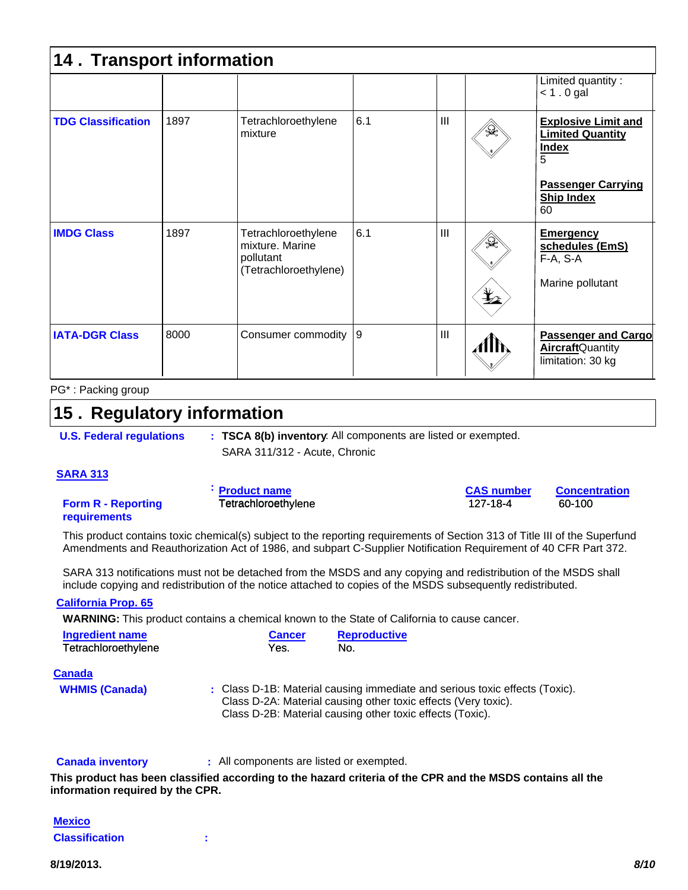## 14 . Transport information

| | | | | | | |
|---|---|---|---|---|---|---|
| | | | | | | Limited quantity : < 1 . 0 gal |
| **TDG Classification** | 1897 | Tetrachloroethylene mixture | 6.1 | III | | **Explosive Limit and Limited Quantity Index** 5<br><br>**Passenger Carrying Ship Index** 60 |
| **IMDG Class** | 1897 | Tetrachloroethylene mixture. Marine pollutant (Tetrachloroethylene) | 6.1 | III | | **Emergency schedules (EmS)** F-A, S-A<br><br>Marine pollutant |
| **IATA-DGR Class** | 8000 | Consumer commodity | 9 | III | | **Passenger and Cargo Aircraft** Quantity limitation: 30 kg |

PG* : Packing group

## 15 . Regulatory information

**U.S. Federal regulations** : **TSCA 8(b) inventory**: All components are listed or exempted.
SARA 311/312 - Acute, Chronic

**SARA 313**

**Form R - Reporting requirements** :

| Product name | CAS number | Concentration |
|---|---|---|
| Tetrachloroethylene | 127-18-4 | 60-100 |

This product contains toxic chemical(s) subject to the reporting requirements of Section 313 of Title III of the Superfund Amendments and Reauthorization Act of 1986, and subpart C-Supplier Notification Requirement of 40 CFR Part 372.

SARA 313 notifications must not be detached from the MSDS and any copying and redistribution of the MSDS shall include copying and redistribution of the notice attached to copies of the MSDS subsequently redistributed.

**California Prop. 65**

**WARNING:** This product contains a chemical known to the State of California to cause cancer.

| Ingredient name | Cancer | Reproductive |
|---|---|---|
| Tetrachloroethylene | Yes. | No. |

**Canada**

**WHMIS (Canada)** : Class D-1B: Material causing immediate and serious toxic effects (Toxic).
Class D-2A: Material causing other toxic effects (Very toxic).
Class D-2B: Material causing other toxic effects (Toxic).

**Canada inventory** : All components are listed or exempted.

**This product has been classified according to the hazard criteria of the CPR and the MSDS contains all the information required by the CPR.**

**Mexico**

**Classification** :

8/19/2013.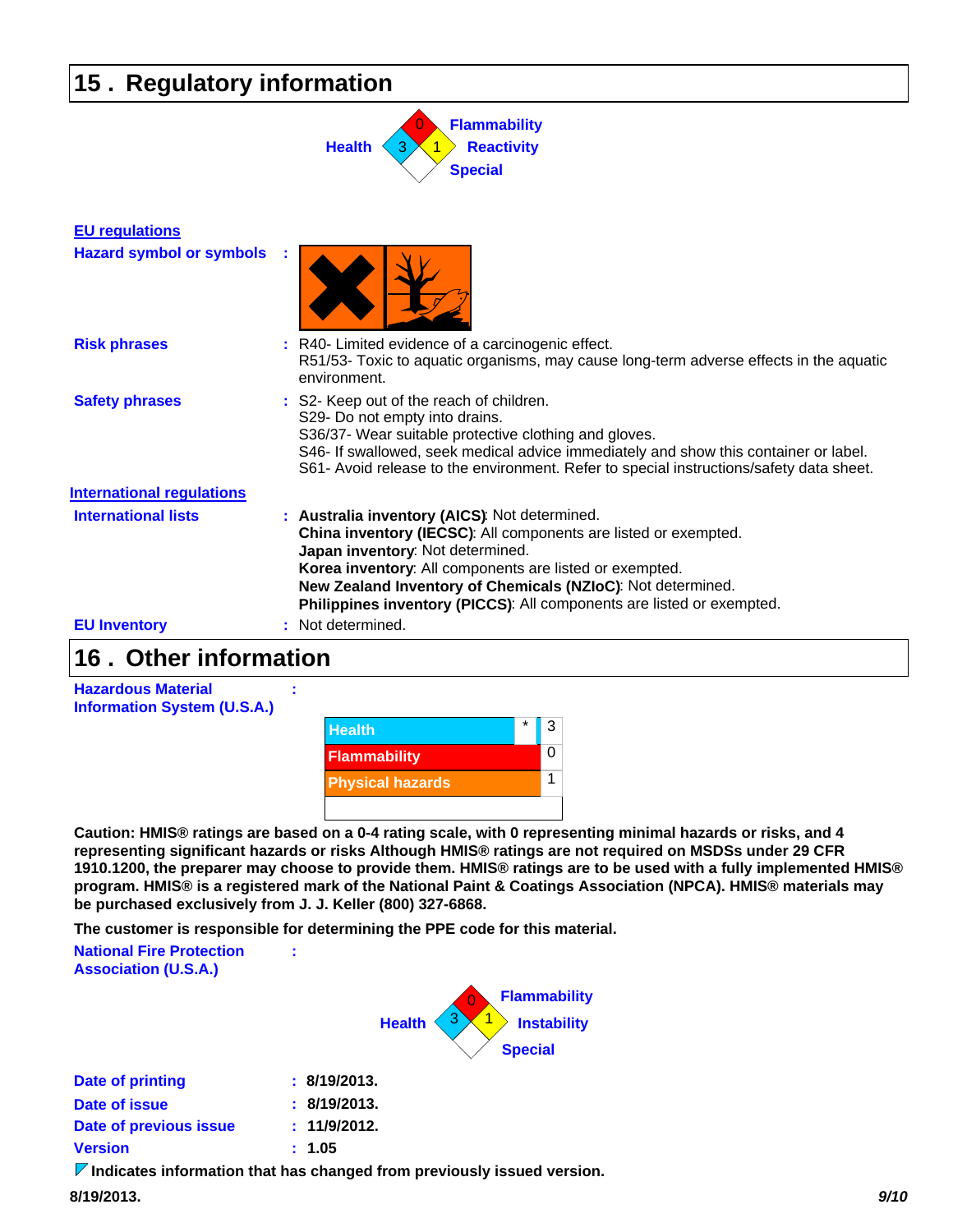## 15 . Regulatory information

Health 3 | Flammability 0 | Reactivity 1 | Special

**EU regulations**

**Hazard symbol or symbols** :

**Risk phrases** : R40- Limited evidence of a carcinogenic effect.
R51/53- Toxic to aquatic organisms, may cause long-term adverse effects in the aquatic environment.

**Safety phrases** : S2- Keep out of the reach of children.
S29- Do not empty into drains.
S36/37- Wear suitable protective clothing and gloves.
S46- If swallowed, seek medical advice immediately and show this container or label.
S61- Avoid release to the environment. Refer to special instructions/safety data sheet.

**International regulations**

**International lists** : **Australia inventory (AICS)**: Not determined.
**China inventory (IECSC)**: All components are listed or exempted.
**Japan inventory**: Not determined.
**Korea inventory**: All components are listed or exempted.
**New Zealand Inventory of Chemicals (NZIoC)**: Not determined.
**Philippines inventory (PICCS)**: All components are listed or exempted.

**EU Inventory** : Not determined.

## 16 . Other information

**Hazardous Material Information System (U.S.A.)** :

| | | |
|---|---|---|
| Health | * | 3 |
| Flammability | | 0 |
| Physical hazards | | 1 |

**Caution: HMIS® ratings are based on a 0-4 rating scale, with 0 representing minimal hazards or risks, and 4 representing significant hazards or risks Although HMIS® ratings are not required on MSDSs under 29 CFR 1910.1200, the preparer may choose to provide them. HMIS® ratings are to be used with a fully implemented HMIS® program. HMIS® is a registered mark of the National Paint & Coatings Association (NPCA). HMIS® materials may be purchased exclusively from J. J. Keller (800) 327-6868.**

**The customer is responsible for determining the PPE code for this material.**

**National Fire Protection Association (U.S.A.)** :

Health 3 | Flammability 0 | Instability 1 | Special

**Date of printing** : **8/19/2013.**

**Date of issue** : **8/19/2013.**

**Date of previous issue** : **11/9/2012.**

**Version** : **1.05**

**Indicates information that has changed from previously issued version.**

**8/19/2013.**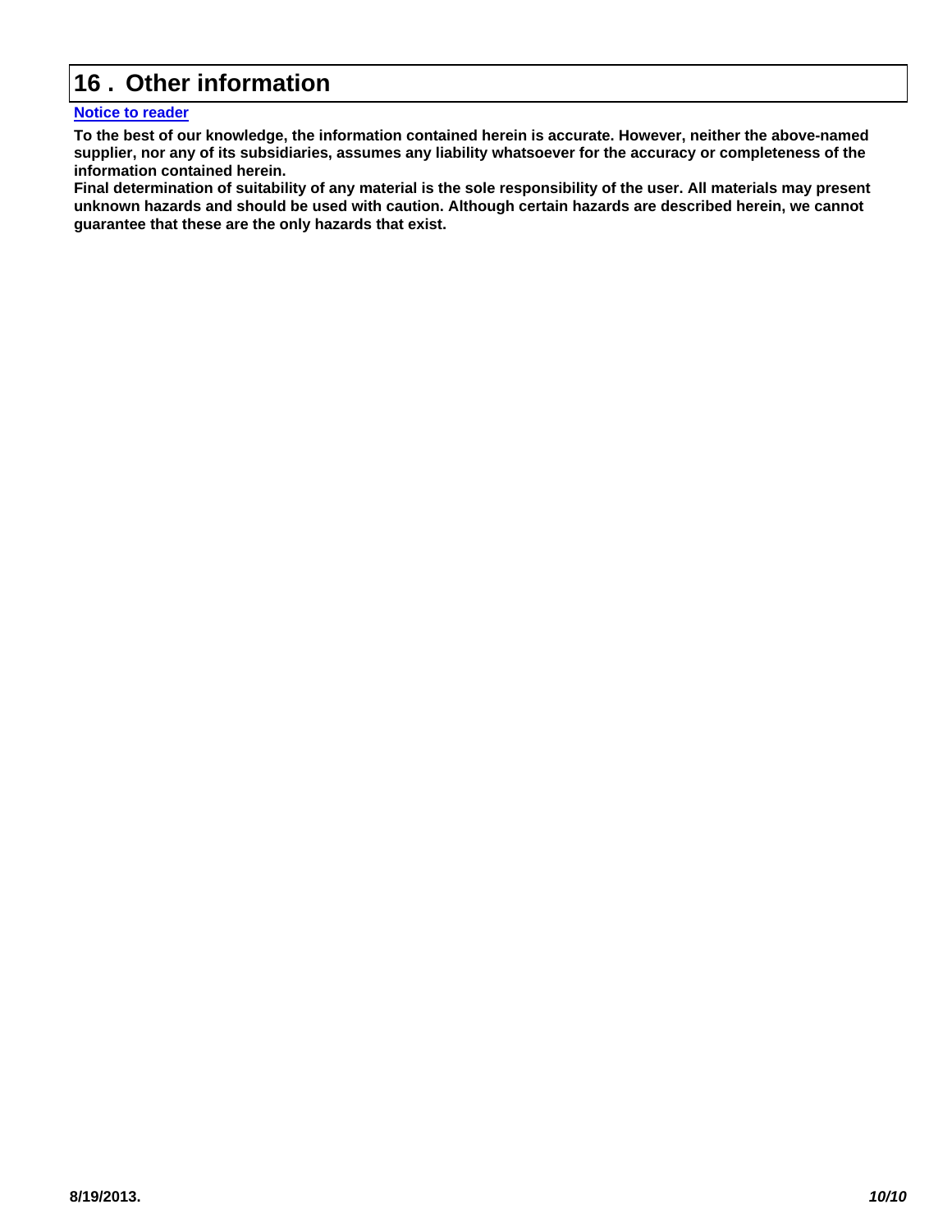## 16 . Other information

**Notice to reader**

**To the best of our knowledge, the information contained herein is accurate. However, neither the above-named supplier, nor any of its subsidiaries, assumes any liability whatsoever for the accuracy or completeness of the information contained herein.**
**Final determination of suitability of any material is the sole responsibility of the user. All materials may present unknown hazards and should be used with caution. Although certain hazards are described herein, we cannot guarantee that these are the only hazards that exist.**